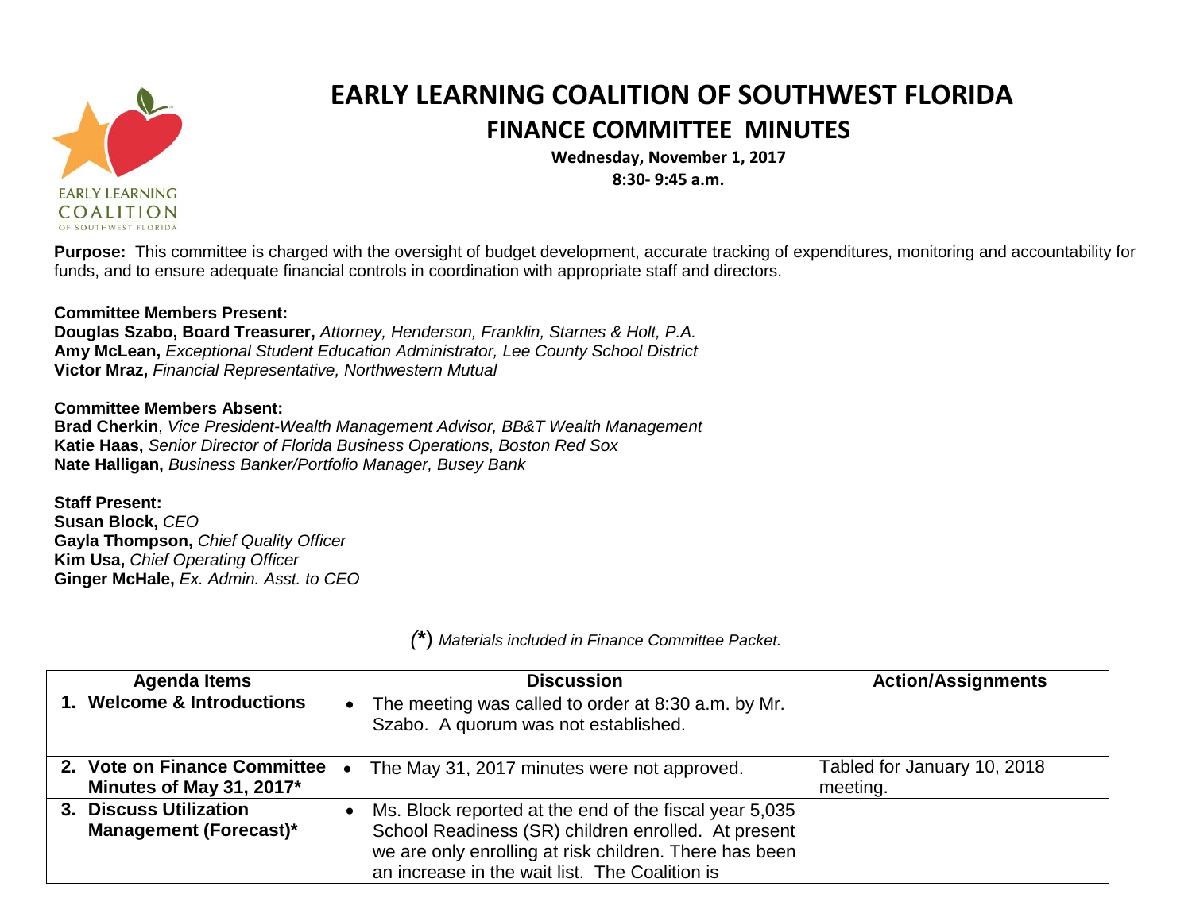# EARLY LEARNING COALITION OF SOUTHWEST FLORIDA

## FINANCE COMMITTEE MINUTES

**Wednesday, November 1, 2017**
**8:30- 9:45 a.m.**

**Purpose:** This committee is charged with the oversight of budget development, accurate tracking of expenditures, monitoring and accountability for funds, and to ensure adequate financial controls in coordination with appropriate staff and directors.

**Committee Members Present:**
**Douglas Szabo, Board Treasurer,** *Attorney, Henderson, Franklin, Starnes & Holt, P.A.*
**Amy McLean,** *Exceptional Student Education Administrator, Lee County School District*
**Victor Mraz,** *Financial Representative, Northwestern Mutual*

**Committee Members Absent:**
**Brad Cherkin**, *Vice President-Wealth Management Advisor, BB&T Wealth Management*
**Katie Haas,** *Senior Director of Florida Business Operations, Boston Red Sox*
**Nate Halligan,** *Business Banker/Portfolio Manager, Busey Bank*

**Staff Present:**
**Susan Block,** *CEO*
**Gayla Thompson,** *Chief Quality Officer*
**Kim Usa,** *Chief Operating Officer*
**Ginger McHale,** *Ex. Admin. Asst. to CEO*

*(\*) Materials included in Finance Committee Packet.*

| Agenda Items | Discussion | Action/Assignments |
|---|---|---|
| **1. Welcome & Introductions** | • The meeting was called to order at 8:30 a.m. by Mr. Szabo. A quorum was not established. | |
| **2. Vote on Finance Committee Minutes of May 31, 2017\*** | • The May 31, 2017 minutes were not approved. | Tabled for January 10, 2018 meeting. |
| **3. Discuss Utilization Management (Forecast)\*** | • Ms. Block reported at the end of the fiscal year 5,035 School Readiness (SR) children enrolled. At present we are only enrolling at risk children. There has been an increase in the wait list. The Coalition is | |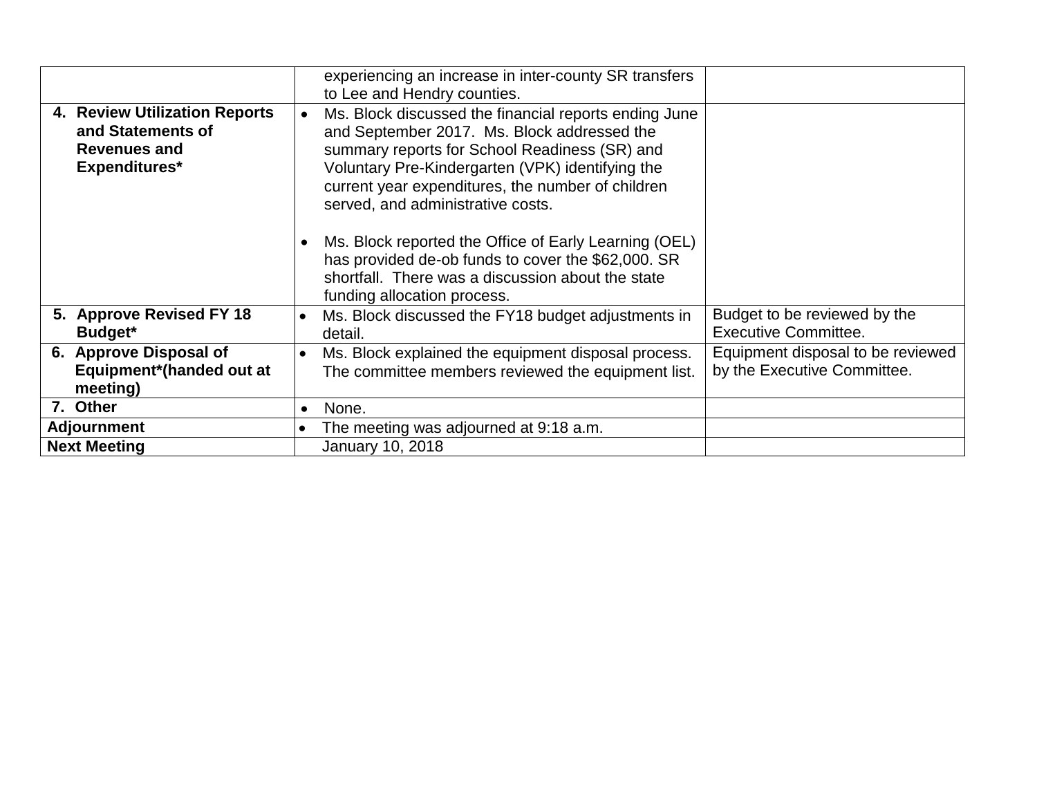| | | |
|---|---|---|
| | experiencing an increase in inter-county SR transfers to Lee and Hendry counties. | |
| **4. Review Utilization Reports and Statements of Revenues and Expenditures*** | • Ms. Block discussed the financial reports ending June and September 2017. Ms. Block addressed the summary reports for School Readiness (SR) and Voluntary Pre-Kindergarten (VPK) identifying the current year expenditures, the number of children served, and administrative costs.<br><br>• Ms. Block reported the Office of Early Learning (OEL) has provided de-ob funds to cover the $62,000. SR shortfall. There was a discussion about the state funding allocation process. | |
| **5. Approve Revised FY 18 Budget*** | • Ms. Block discussed the FY18 budget adjustments in detail. | Budget to be reviewed by the Executive Committee. |
| **6. Approve Disposal of Equipment*(handed out at meeting)** | • Ms. Block explained the equipment disposal process. The committee members reviewed the equipment list. | Equipment disposal to be reviewed by the Executive Committee. |
| **7. Other** | • None. | |
| **Adjournment** | • The meeting was adjourned at 9:18 a.m. | |
| **Next Meeting** | January 10, 2018 | |